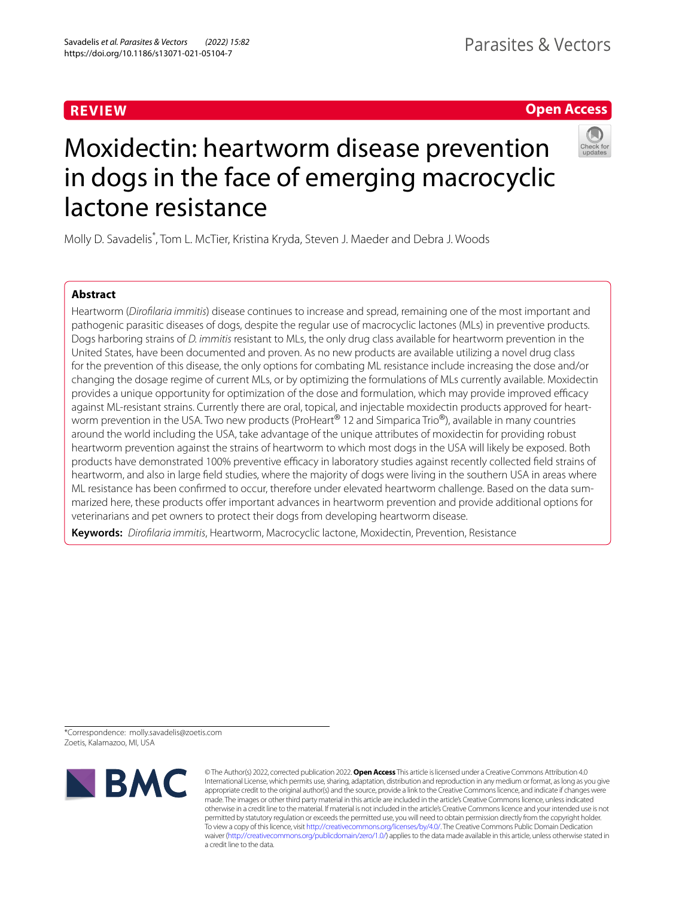**REVIEW**

**Open Access**

# Moxidectin: heartworm disease prevention in dogs in the face of emerging macrocyclic lactone resistance

Molly D. Savadelis*, Tom L. McTier, Kristina Kryda, Steven J. Maeder and Debra J. Woods

## Abstract

Heartworm (*Dirofilaria immitis*) disease continues to increase and spread, remaining one of the most important and pathogenic parasitic diseases of dogs, despite the regular use of macrocyclic lactones (MLs) in preventive products. Dogs harboring strains of *D. immitis* resistant to MLs, the only drug class available for heartworm prevention in the United States, have been documented and proven. As no new products are available utilizing a novel drug class for the prevention of this disease, the only options for combating ML resistance include increasing the dose and/or changing the dosage regime of current MLs, or by optimizing the formulations of MLs currently available. Moxidectin provides a unique opportunity for optimization of the dose and formulation, which may provide improved efficacy against ML-resistant strains. Currently there are oral, topical, and injectable moxidectin products approved for heartworm prevention in the USA. Two new products (ProHeart® 12 and Simparica Trio®), available in many countries around the world including the USA, take advantage of the unique attributes of moxidectin for providing robust heartworm prevention against the strains of heartworm to which most dogs in the USA will likely be exposed. Both products have demonstrated 100% preventive efficacy in laboratory studies against recently collected field strains of heartworm, and also in large field studies, where the majority of dogs were living in the southern USA in areas where ML resistance has been confirmed to occur, therefore under elevated heartworm challenge. Based on the data summarized here, these products offer important advances in heartworm prevention and provide additional options for veterinarians and pet owners to protect their dogs from developing heartworm disease.

**Keywords:** *Dirofilaria immitis*, Heartworm, Macrocyclic lactone, Moxidectin, Prevention, Resistance

---

*Correspondence: molly.savadelis@zoetis.com
Zoetis, Kalamazoo, MI, USA

© The Author(s) 2022, corrected publication 2022. **Open Access** This article is licensed under a Creative Commons Attribution 4.0 International License, which permits use, sharing, adaptation, distribution and reproduction in any medium or format, as long as you give appropriate credit to the original author(s) and the source, provide a link to the Creative Commons licence, and indicate if changes were made. The images or other third party material in this article are included in the article's Creative Commons licence, unless indicated otherwise in a credit line to the material. If material is not included in the article's Creative Commons licence and your intended use is not permitted by statutory regulation or exceeds the permitted use, you will need to obtain permission directly from the copyright holder. To view a copy of this licence, visit http://creativecommons.org/licenses/by/4.0/. The Creative Commons Public Domain Dedication waiver (http://creativecommons.org/publicdomain/zero/1.0/) applies to the data made available in this article, unless otherwise stated in a credit line to the data.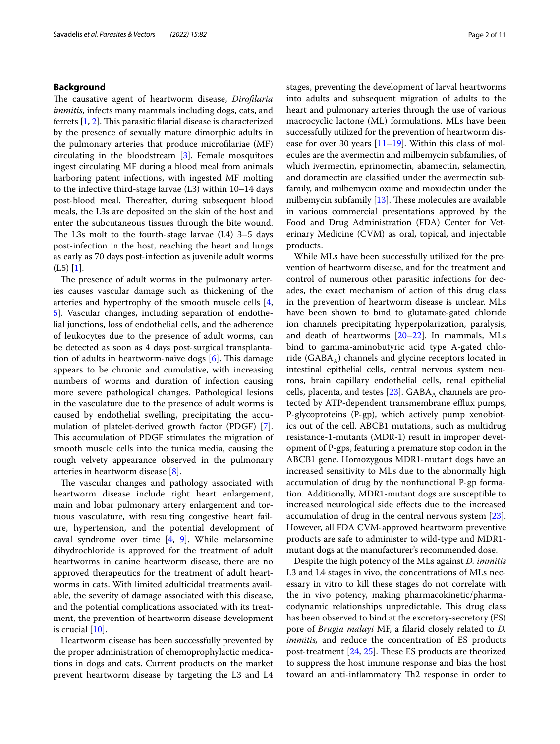## Background

The causative agent of heartworm disease, *Dirofilaria immitis,* infects many mammals including dogs, cats, and ferrets [1, 2]. This parasitic filarial disease is characterized by the presence of sexually mature dimorphic adults in the pulmonary arteries that produce microfilariae (MF) circulating in the bloodstream [3]. Female mosquitoes ingest circulating MF during a blood meal from animals harboring patent infections, with ingested MF molting to the infective third-stage larvae (L3) within 10–14 days post-blood meal. Thereafter, during subsequent blood meals, the L3s are deposited on the skin of the host and enter the subcutaneous tissues through the bite wound. The L3s molt to the fourth-stage larvae (L4) 3–5 days post-infection in the host, reaching the heart and lungs as early as 70 days post-infection as juvenile adult worms (L5) [1].

The presence of adult worms in the pulmonary arteries causes vascular damage such as thickening of the arteries and hypertrophy of the smooth muscle cells [4, 5]. Vascular changes, including separation of endothelial junctions, loss of endothelial cells, and the adherence of leukocytes due to the presence of adult worms, can be detected as soon as 4 days post-surgical transplantation of adults in heartworm-naïve dogs [6]. This damage appears to be chronic and cumulative, with increasing numbers of worms and duration of infection causing more severe pathological changes. Pathological lesions in the vasculature due to the presence of adult worms is caused by endothelial swelling, precipitating the accumulation of platelet-derived growth factor (PDGF) [7]. This accumulation of PDGF stimulates the migration of smooth muscle cells into the tunica media, causing the rough velvety appearance observed in the pulmonary arteries in heartworm disease [8].

The vascular changes and pathology associated with heartworm disease include right heart enlargement, main and lobar pulmonary artery enlargement and tortuous vasculature, with resulting congestive heart failure, hypertension, and the potential development of caval syndrome over time [4, 9]. While melarsomine dihydrochloride is approved for the treatment of adult heartworms in canine heartworm disease, there are no approved therapeutics for the treatment of adult heartworms in cats. With limited adulticidal treatments available, the severity of damage associated with this disease, and the potential complications associated with its treatment, the prevention of heartworm disease development is crucial [10].

Heartworm disease has been successfully prevented by the proper administration of chemoprophylactic medications in dogs and cats. Current products on the market prevent heartworm disease by targeting the L3 and L4 stages, preventing the development of larval heartworms into adults and subsequent migration of adults to the heart and pulmonary arteries through the use of various macrocyclic lactone (ML) formulations. MLs have been successfully utilized for the prevention of heartworm disease for over 30 years [11–19]. Within this class of molecules are the avermectin and milbemycin subfamilies, of which ivermectin, eprinomectin, abamectin, selamectin, and doramectin are classified under the avermectin subfamily, and milbemycin oxime and moxidectin under the milbemycin subfamily [13]. These molecules are available in various commercial presentations approved by the Food and Drug Administration (FDA) Center for Veterinary Medicine (CVM) as oral, topical, and injectable products.

While MLs have been successfully utilized for the prevention of heartworm disease, and for the treatment and control of numerous other parasitic infections for decades, the exact mechanism of action of this drug class in the prevention of heartworm disease is unclear. MLs have been shown to bind to glutamate-gated chloride ion channels precipitating hyperpolarization, paralysis, and death of heartworms [20–22]. In mammals, MLs bind to gamma-aminobutyric acid type A-gated chloride ($GABA_A$) channels and glycine receptors located in intestinal epithelial cells, central nervous system neurons, brain capillary endothelial cells, renal epithelial cells, placenta, and testes [23]. $GABA_A$ channels are protected by ATP-dependent transmembrane efflux pumps, P-glycoproteins (P-gp), which actively pump xenobiotics out of the cell. ABCB1 mutations, such as multidrug resistance-1-mutants (MDR-1) result in improper development of P-gps, featuring a premature stop codon in the ABCB1 gene. Homozygous MDR1-mutant dogs have an increased sensitivity to MLs due to the abnormally high accumulation of drug by the nonfunctional P-gp formation. Additionally, MDR1-mutant dogs are susceptible to increased neurological side effects due to the increased accumulation of drug in the central nervous system [23]. However, all FDA CVM-approved heartworm preventive products are safe to administer to wild-type and MDR1-mutant dogs at the manufacturer's recommended dose.

Despite the high potency of the MLs against *D. immitis* L3 and L4 stages in vivo, the concentrations of MLs necessary in vitro to kill these stages do not correlate with the in vivo potency, making pharmacokinetic/pharmacodynamic relationships unpredictable. This drug class has been observed to bind at the excretory-secretory (ES) pore of *Brugia malayi* MF, a filarid closely related to *D. immitis,* and reduce the concentration of ES products post-treatment [24, 25]. These ES products are theorized to suppress the host immune response and bias the host toward an anti-inflammatory Th2 response in order to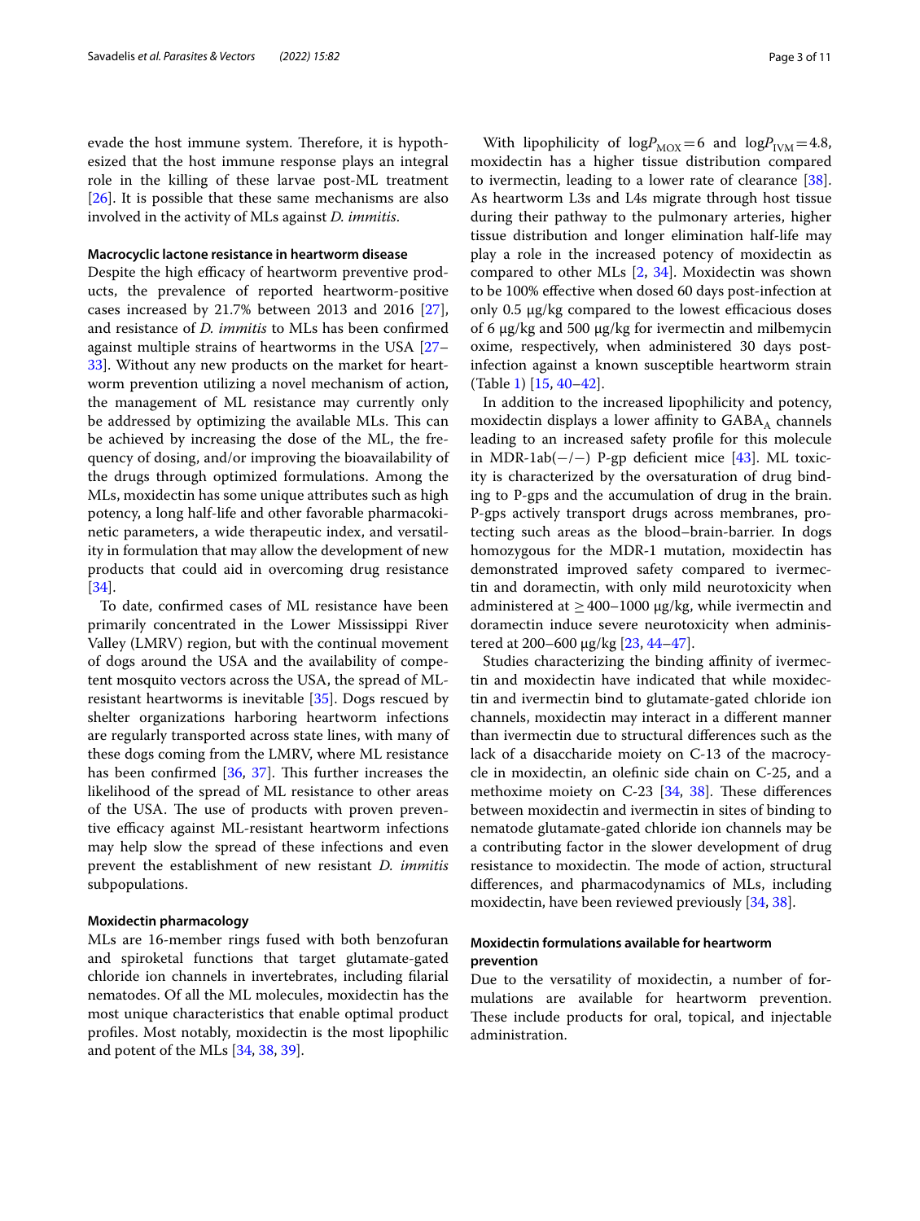evade the host immune system. Therefore, it is hypothesized that the host immune response plays an integral role in the killing of these larvae post-ML treatment [26]. It is possible that these same mechanisms are also involved in the activity of MLs against *D. immitis*.

### Macrocyclic lactone resistance in heartworm disease

Despite the high efficacy of heartworm preventive products, the prevalence of reported heartworm-positive cases increased by 21.7% between 2013 and 2016 [27], and resistance of *D. immitis* to MLs has been confirmed against multiple strains of heartworms in the USA [27–33]. Without any new products on the market for heartworm prevention utilizing a novel mechanism of action, the management of ML resistance may currently only be addressed by optimizing the available MLs. This can be achieved by increasing the dose of the ML, the frequency of dosing, and/or improving the bioavailability of the drugs through optimized formulations. Among the MLs, moxidectin has some unique attributes such as high potency, a long half-life and other favorable pharmacokinetic parameters, a wide therapeutic index, and versatility in formulation that may allow the development of new products that could aid in overcoming drug resistance [34].

To date, confirmed cases of ML resistance have been primarily concentrated in the Lower Mississippi River Valley (LMRV) region, but with the continual movement of dogs around the USA and the availability of competent mosquito vectors across the USA, the spread of ML-resistant heartworms is inevitable [35]. Dogs rescued by shelter organizations harboring heartworm infections are regularly transported across state lines, with many of these dogs coming from the LMRV, where ML resistance has been confirmed [36, 37]. This further increases the likelihood of the spread of ML resistance to other areas of the USA. The use of products with proven preventive efficacy against ML-resistant heartworm infections may help slow the spread of these infections and even prevent the establishment of new resistant *D. immitis* subpopulations.

### Moxidectin pharmacology

MLs are 16-member rings fused with both benzofuran and spiroketal functions that target glutamate-gated chloride ion channels in invertebrates, including filarial nematodes. Of all the ML molecules, moxidectin has the most unique characteristics that enable optimal product profiles. Most notably, moxidectin is the most lipophilic and potent of the MLs [34, 38, 39].

With lipophilicity of $\log P_{\mathrm{MOX}} = 6$ and $\log P_{\mathrm{IVM}} = 4.8$, moxidectin has a higher tissue distribution compared to ivermectin, leading to a lower rate of clearance [38]. As heartworm L3s and L4s migrate through host tissue during their pathway to the pulmonary arteries, higher tissue distribution and longer elimination half-life may play a role in the increased potency of moxidectin as compared to other MLs [2, 34]. Moxidectin was shown to be 100% effective when dosed 60 days post-infection at only 0.5 μg/kg compared to the lowest efficacious doses of 6 μg/kg and 500 μg/kg for ivermectin and milbemycin oxime, respectively, when administered 30 days post-infection against a known susceptible heartworm strain (Table 1) [15, 40–42].

In addition to the increased lipophilicity and potency, moxidectin displays a lower affinity to $\mathrm{GABA_A}$ channels leading to an increased safety profile for this molecule in MDR-1ab(−/−) P-gp deficient mice [43]. ML toxicity is characterized by the oversaturation of drug binding to P-gps and the accumulation of drug in the brain. P-gps actively transport drugs across membranes, protecting such areas as the blood–brain-barrier. In dogs homozygous for the MDR-1 mutation, moxidectin has demonstrated improved safety compared to ivermectin and doramectin, with only mild neurotoxicity when administered at ≥ 400–1000 μg/kg, while ivermectin and doramectin induce severe neurotoxicity when administered at 200–600 μg/kg [23, 44–47].

Studies characterizing the binding affinity of ivermectin and moxidectin have indicated that while moxidectin and ivermectin bind to glutamate-gated chloride ion channels, moxidectin may interact in a different manner than ivermectin due to structural differences such as the lack of a disaccharide moiety on C-13 of the macrocycle in moxidectin, an olefinic side chain on C-25, and a methoxime moiety on C-23 [34, 38]. These differences between moxidectin and ivermectin in sites of binding to nematode glutamate-gated chloride ion channels may be a contributing factor in the slower development of drug resistance to moxidectin. The mode of action, structural differences, and pharmacodynamics of MLs, including moxidectin, have been reviewed previously [34, 38].

### Moxidectin formulations available for heartworm prevention

Due to the versatility of moxidectin, a number of formulations are available for heartworm prevention. These include products for oral, topical, and injectable administration.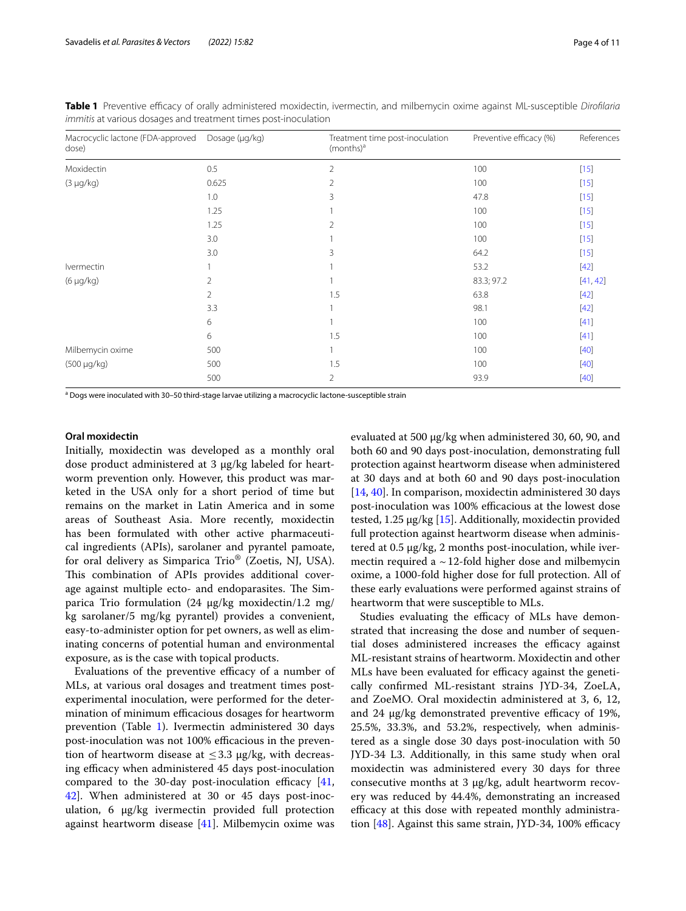**Table 1** Preventive efficacy of orally administered moxidectin, ivermectin, and milbemycin oxime against ML-susceptible *Dirofilaria immitis* at various dosages and treatment times post-inoculation

| Macrocyclic lactone (FDA-approved dose) | Dosage (µg/kg) | Treatment time post-inoculation (months)[a] | Preventive efficacy (%) | References |
|---|---|---|---|---|
| Moxidectin | 0.5 | 2 | 100 | [15] |
| (3 µg/kg) | 0.625 | 2 | 100 | [15] |
| | 1.0 | 3 | 47.8 | [15] |
| | 1.25 | 1 | 100 | [15] |
| | 1.25 | 2 | 100 | [15] |
| | 3.0 | 1 | 100 | [15] |
| | 3.0 | 3 | 64.2 | [15] |
| Ivermectin | 1 | 1 | 53.2 | [42] |
| (6 µg/kg) | 2 | 1 | 83.3; 97.2 | [41, 42] |
| | 2 | 1.5 | 63.8 | [42] |
| | 3.3 | 1 | 98.1 | [42] |
| | 6 | 1 | 100 | [41] |
| | 6 | 1.5 | 100 | [41] |
| Milbemycin oxime | 500 | 1 | 100 | [40] |
| (500 µg/kg) | 500 | 1.5 | 100 | [40] |
| | 500 | 2 | 93.9 | [40] |

[a] Dogs were inoculated with 30–50 third-stage larvae utilizing a macrocyclic lactone-susceptible strain

#### Oral moxidectin

Initially, moxidectin was developed as a monthly oral dose product administered at 3 µg/kg labeled for heartworm prevention only. However, this product was marketed in the USA only for a short period of time but remains on the market in Latin America and in some areas of Southeast Asia. More recently, moxidectin has been formulated with other active pharmaceutical ingredients (APIs), sarolaner and pyrantel pamoate, for oral delivery as Simparica Trio® (Zoetis, NJ, USA). This combination of APIs provides additional coverage against multiple ecto- and endoparasites. The Simparica Trio formulation (24 µg/kg moxidectin/1.2 mg/kg sarolaner/5 mg/kg pyrantel) provides a convenient, easy-to-administer option for pet owners, as well as eliminating concerns of potential human and environmental exposure, as is the case with topical products.

Evaluations of the preventive efficacy of a number of MLs, at various oral dosages and treatment times post-experimental inoculation, were performed for the determination of minimum efficacious dosages for heartworm prevention (Table 1). Ivermectin administered 30 days post-inoculation was not 100% efficacious in the prevention of heartworm disease at $\leq 3.3$ µg/kg, with decreasing efficacy when administered 45 days post-inoculation compared to the 30-day post-inoculation efficacy [41, 42]. When administered at 30 or 45 days post-inoculation, 6 µg/kg ivermectin provided full protection against heartworm disease [41]. Milbemycin oxime was evaluated at 500 µg/kg when administered 30, 60, 90, and both 60 and 90 days post-inoculation, demonstrating full protection against heartworm disease when administered at 30 days and at both 60 and 90 days post-inoculation [14, 40]. In comparison, moxidectin administered 30 days post-inoculation was 100% efficacious at the lowest dose tested, 1.25 µg/kg [15]. Additionally, moxidectin provided full protection against heartworm disease when administered at 0.5 µg/kg, 2 months post-inoculation, while ivermectin required a ~12-fold higher dose and milbemycin oxime, a 1000-fold higher dose for full protection. All of these early evaluations were performed against strains of heartworm that were susceptible to MLs.

Studies evaluating the efficacy of MLs have demonstrated that increasing the dose and number of sequential doses administered increases the efficacy against ML-resistant strains of heartworm. Moxidectin and other MLs have been evaluated for efficacy against the genetically confirmed ML-resistant strains JYD-34, ZoeLA, and ZoeMO. Oral moxidectin administered at 3, 6, 12, and 24 µg/kg demonstrated preventive efficacy of 19%, 25.5%, 33.3%, and 53.2%, respectively, when administered as a single dose 30 days post-inoculation with 50 JYD-34 L3. Additionally, in this same study when oral moxidectin was administered every 30 days for three consecutive months at 3 µg/kg, adult heartworm recovery was reduced by 44.4%, demonstrating an increased efficacy at this dose with repeated monthly administration [48]. Against this same strain, JYD-34, 100% efficacy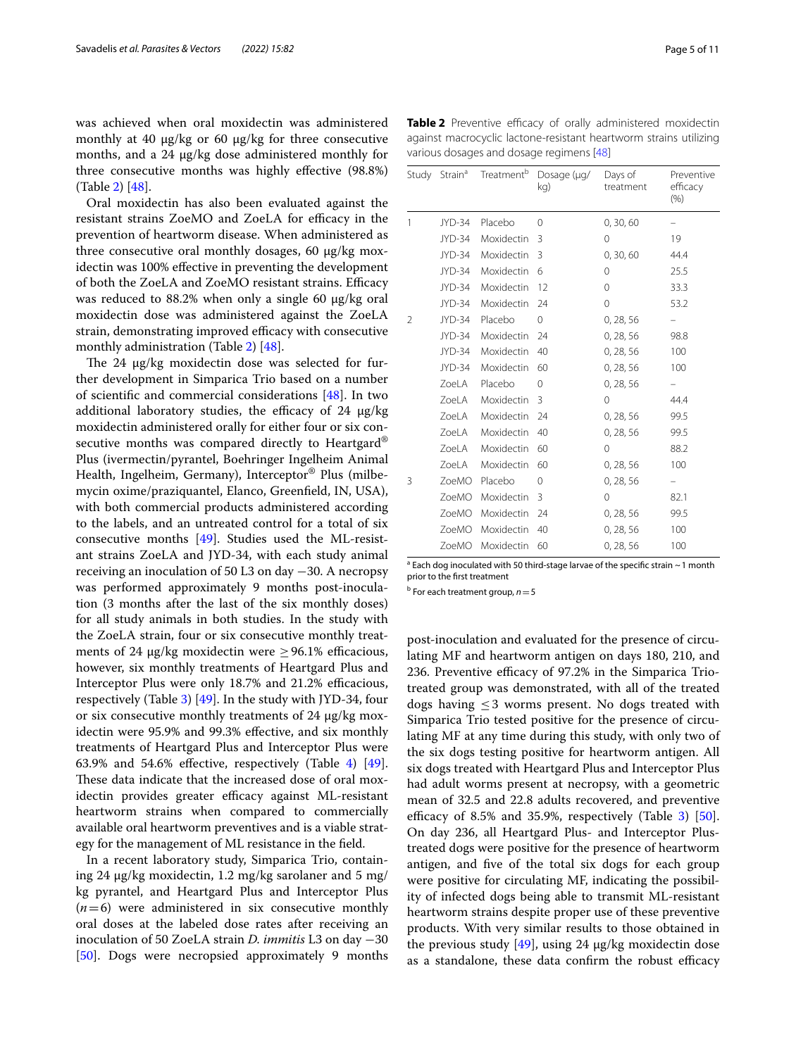was achieved when oral moxidectin was administered monthly at 40 µg/kg or 60 µg/kg for three consecutive months, and a 24 µg/kg dose administered monthly for three consecutive months was highly effective (98.8%) (Table 2) [48].

Oral moxidectin has also been evaluated against the resistant strains ZoeMO and ZoeLA for efficacy in the prevention of heartworm disease. When administered as three consecutive oral monthly dosages, 60 µg/kg moxidectin was 100% effective in preventing the development of both the ZoeLA and ZoeMO resistant strains. Efficacy was reduced to 88.2% when only a single 60 µg/kg oral moxidectin dose was administered against the ZoeLA strain, demonstrating improved efficacy with consecutive monthly administration (Table 2) [48].

The 24 µg/kg moxidectin dose was selected for further development in Simparica Trio based on a number of scientific and commercial considerations [48]. In two additional laboratory studies, the efficacy of 24 µg/kg moxidectin administered orally for either four or six consecutive months was compared directly to Heartgard® Plus (ivermectin/pyrantel, Boehringer Ingelheim Animal Health, Ingelheim, Germany), Interceptor® Plus (milbemycin oxime/praziquantel, Elanco, Greenfield, IN, USA), with both commercial products administered according to the labels, and an untreated control for a total of six consecutive months [49]. Studies used the ML-resistant strains ZoeLA and JYD-34, with each study animal receiving an inoculation of 50 L3 on day −30. A necropsy was performed approximately 9 months post-inoculation (3 months after the last of the six monthly doses) for all study animals in both studies. In the study with the ZoeLA strain, four or six consecutive monthly treatments of 24 µg/kg moxidectin were ≥ 96.1% efficacious, however, six monthly treatments of Heartgard Plus and Interceptor Plus were only 18.7% and 21.2% efficacious, respectively (Table 3) [49]. In the study with JYD-34, four or six consecutive monthly treatments of 24 µg/kg moxidectin were 95.9% and 99.3% effective, and six monthly treatments of Heartgard Plus and Interceptor Plus were 63.9% and 54.6% effective, respectively (Table 4) [49]. These data indicate that the increased dose of oral moxidectin provides greater efficacy against ML-resistant heartworm strains when compared to commercially available oral heartworm preventives and is a viable strategy for the management of ML resistance in the field.

In a recent laboratory study, Simparica Trio, containing 24 µg/kg moxidectin, 1.2 mg/kg sarolaner and 5 mg/kg pyrantel, and Heartgard Plus and Interceptor Plus ($n=6$) were administered in six consecutive monthly oral doses at the labeled dose rates after receiving an inoculation of 50 ZoeLA strain *D. immitis* L3 on day −30 [50]. Dogs were necropsied approximately 9 months post-inoculation and evaluated for the presence of circulating MF and heartworm antigen on days 180, 210, and 236. Preventive efficacy of 97.2% in the Simparica Trio-treated group was demonstrated, with all of the treated dogs having ≤ 3 worms present. No dogs treated with Simparica Trio tested positive for the presence of circulating MF at any time during this study, with only two of the six dogs testing positive for heartworm antigen. All six dogs treated with Heartgard Plus and Interceptor Plus had adult worms present at necropsy, with a geometric mean of 32.5 and 22.8 adults recovered, and preventive efficacy of 8.5% and 35.9%, respectively (Table 3) [50]. On day 236, all Heartgard Plus- and Interceptor Plus-treated dogs were positive for the presence of heartworm antigen, and five of the total six dogs for each group were positive for circulating MF, indicating the possibility of infected dogs being able to transmit ML-resistant heartworm strains despite proper use of these preventive products. With very similar results to those obtained in the previous study [49], using 24 µg/kg moxidectin dose as a standalone, these data confirm the robust efficacy

**Table 2** Preventive efficacy of orally administered moxidectin against macrocyclic lactone-resistant heartworm strains utilizing various dosages and dosage regimens [48]

| Study | Strain[a] | Treatment[b] | Dosage (µg/kg) | Days of treatment | Preventive efficacy (%) |
|---|---|---|---|---|---|
| 1 | JYD-34 | Placebo | 0 | 0, 30, 60 | – |
| | JYD-34 | Moxidectin | 3 | 0 | 19 |
| | JYD-34 | Moxidectin | 3 | 0, 30, 60 | 44.4 |
| | JYD-34 | Moxidectin | 6 | 0 | 25.5 |
| | JYD-34 | Moxidectin | 12 | 0 | 33.3 |
| | JYD-34 | Moxidectin | 24 | 0 | 53.2 |
| 2 | JYD-34 | Placebo | 0 | 0, 28, 56 | – |
| | JYD-34 | Moxidectin | 24 | 0, 28, 56 | 98.8 |
| | JYD-34 | Moxidectin | 40 | 0, 28, 56 | 100 |
| | JYD-34 | Moxidectin | 60 | 0, 28, 56 | 100 |
| | ZoeLA | Placebo | 0 | 0, 28, 56 | – |
| | ZoeLA | Moxidectin | 3 | 0 | 44.4 |
| | ZoeLA | Moxidectin | 24 | 0, 28, 56 | 99.5 |
| | ZoeLA | Moxidectin | 40 | 0, 28, 56 | 99.5 |
| | ZoeLA | Moxidectin | 60 | 0 | 88.2 |
| | ZoeLA | Moxidectin | 60 | 0, 28, 56 | 100 |
| 3 | ZoeMO | Placebo | 0 | 0, 28, 56 | – |
| | ZoeMO | Moxidectin | 3 | 0 | 82.1 |
| | ZoeMO | Moxidectin | 24 | 0, 28, 56 | 99.5 |
| | ZoeMO | Moxidectin | 40 | 0, 28, 56 | 100 |
| | ZoeMO | Moxidectin | 60 | 0, 28, 56 | 100 |

[a] Each dog inoculated with 50 third-stage larvae of the specific strain ~1 month prior to the first treatment

[b] For each treatment group, $n=5$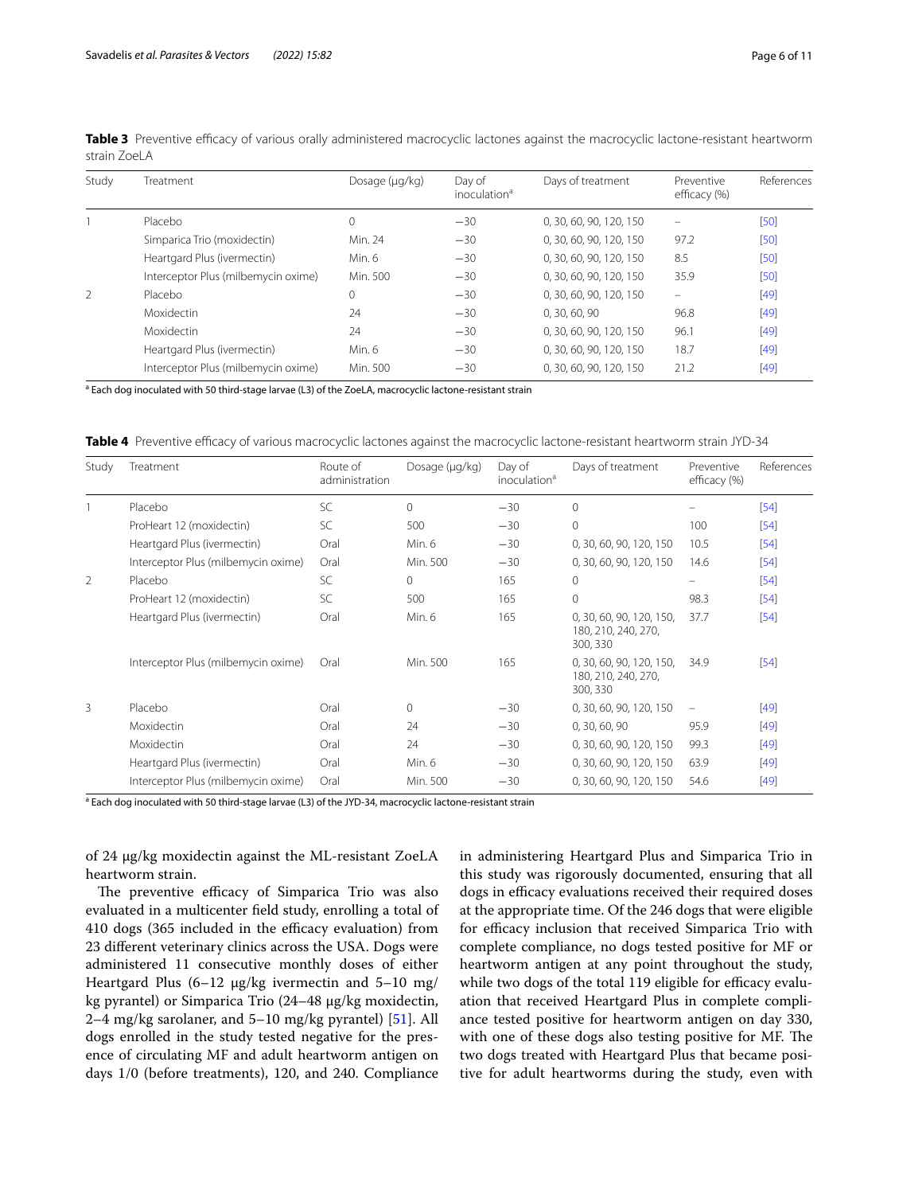**Table 3** Preventive efficacy of various orally administered macrocyclic lactones against the macrocyclic lactone-resistant heartworm strain ZoeLA

| Study | Treatment | Dosage (μg/kg) | Day of inoculation[a] | Days of treatment | Preventive efficacy (%) | References |
|---|---|---|---|---|---|---|
| 1 | Placebo | 0 | −30 | 0, 30, 60, 90, 120, 150 | – | [50] |
| | Simparica Trio (moxidectin) | Min. 24 | −30 | 0, 30, 60, 90, 120, 150 | 97.2 | [50] |
| | Heartgard Plus (ivermectin) | Min. 6 | −30 | 0, 30, 60, 90, 120, 150 | 8.5 | [50] |
| | Interceptor Plus (milbemycin oxime) | Min. 500 | −30 | 0, 30, 60, 90, 120, 150 | 35.9 | [50] |
| 2 | Placebo | 0 | −30 | 0, 30, 60, 90, 120, 150 | – | [49] |
| | Moxidectin | 24 | −30 | 0, 30, 60, 90 | 96.8 | [49] |
| | Moxidectin | 24 | −30 | 0, 30, 60, 90, 120, 150 | 96.1 | [49] |
| | Heartgard Plus (ivermectin) | Min. 6 | −30 | 0, 30, 60, 90, 120, 150 | 18.7 | [49] |
| | Interceptor Plus (milbemycin oxime) | Min. 500 | −30 | 0, 30, 60, 90, 120, 150 | 21.2 | [49] |

[a] Each dog inoculated with 50 third-stage larvae (L3) of the ZoeLA, macrocyclic lactone-resistant strain

**Table 4** Preventive efficacy of various macrocyclic lactones against the macrocyclic lactone-resistant heartworm strain JYD-34

| Study | Treatment | Route of administration | Dosage (μg/kg) | Day of inoculation[a] | Days of treatment | Preventive efficacy (%) | References |
|---|---|---|---|---|---|---|---|
| 1 | Placebo | SC | 0 | −30 | 0 | – | [54] |
| | ProHeart 12 (moxidectin) | SC | 500 | −30 | 0 | 100 | [54] |
| | Heartgard Plus (ivermectin) | Oral | Min. 6 | −30 | 0, 30, 60, 90, 120, 150 | 10.5 | [54] |
| | Interceptor Plus (milbemycin oxime) | Oral | Min. 500 | −30 | 0, 30, 60, 90, 120, 150 | 14.6 | [54] |
| 2 | Placebo | SC | 0 | 165 | 0 | – | [54] |
| | ProHeart 12 (moxidectin) | SC | 500 | 165 | 0 | 98.3 | [54] |
| | Heartgard Plus (ivermectin) | Oral | Min. 6 | 165 | 0, 30, 60, 90, 120, 150, 180, 210, 240, 270, 300, 330 | 37.7 | [54] |
| | Interceptor Plus (milbemycin oxime) | Oral | Min. 500 | 165 | 0, 30, 60, 90, 120, 150, 180, 210, 240, 270, 300, 330 | 34.9 | [54] |
| 3 | Placebo | Oral | 0 | −30 | 0, 30, 60, 90, 120, 150 | – | [49] |
| | Moxidectin | Oral | 24 | −30 | 0, 30, 60, 90 | 95.9 | [49] |
| | Moxidectin | Oral | 24 | −30 | 0, 30, 60, 90, 120, 150 | 99.3 | [49] |
| | Heartgard Plus (ivermectin) | Oral | Min. 6 | −30 | 0, 30, 60, 90, 120, 150 | 63.9 | [49] |
| | Interceptor Plus (milbemycin oxime) | Oral | Min. 500 | −30 | 0, 30, 60, 90, 120, 150 | 54.6 | [49] |

[a] Each dog inoculated with 50 third-stage larvae (L3) of the JYD-34, macrocyclic lactone-resistant strain

of 24 μg/kg moxidectin against the ML-resistant ZoeLA heartworm strain.

The preventive efficacy of Simparica Trio was also evaluated in a multicenter field study, enrolling a total of 410 dogs (365 included in the efficacy evaluation) from 23 different veterinary clinics across the USA. Dogs were administered 11 consecutive monthly doses of either Heartgard Plus (6–12 μg/kg ivermectin and 5–10 mg/kg pyrantel) or Simparica Trio (24–48 μg/kg moxidectin, 2–4 mg/kg sarolaner, and 5–10 mg/kg pyrantel) [51]. All dogs enrolled in the study tested negative for the presence of circulating MF and adult heartworm antigen on days 1/0 (before treatments), 120, and 240. Compliance in administering Heartgard Plus and Simparica Trio in this study was rigorously documented, ensuring that all dogs in efficacy evaluations received their required doses at the appropriate time. Of the 246 dogs that were eligible for efficacy inclusion that received Simparica Trio with complete compliance, no dogs tested positive for MF or heartworm antigen at any point throughout the study, while two dogs of the total 119 eligible for efficacy evaluation that received Heartgard Plus in complete compliance tested positive for heartworm antigen on day 330, with one of these dogs also testing positive for MF. The two dogs treated with Heartgard Plus that became positive for adult heartworms during the study, even with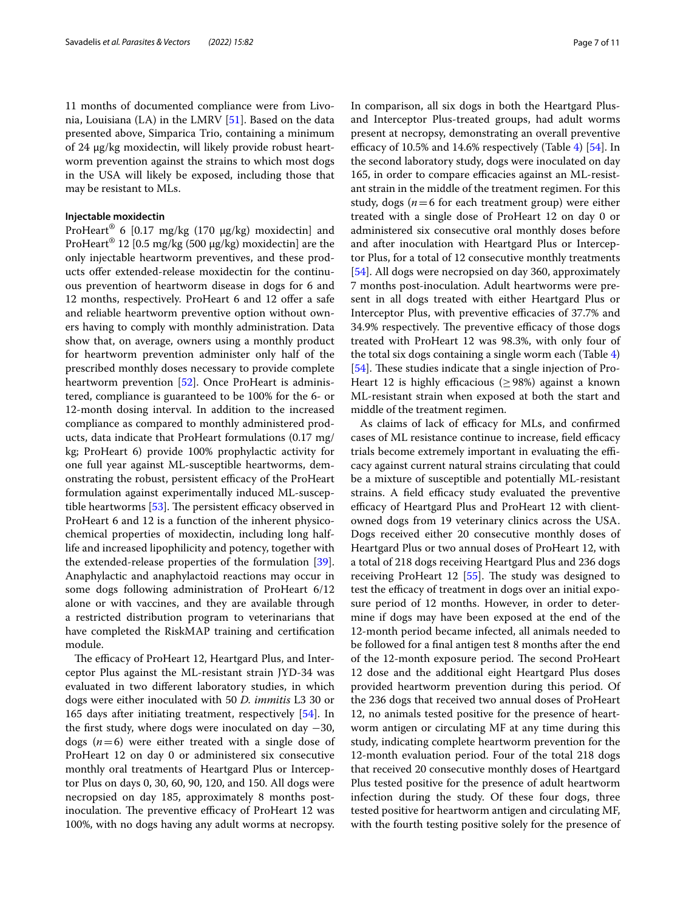11 months of documented compliance were from Livonia, Louisiana (LA) in the LMRV [51]. Based on the data presented above, Simparica Trio, containing a minimum of 24 µg/kg moxidectin, will likely provide robust heartworm prevention against the strains to which most dogs in the USA will likely be exposed, including those that may be resistant to MLs.

#### Injectable moxidectin

ProHeart® 6 [0.17 mg/kg (170 µg/kg) moxidectin] and ProHeart® 12 [0.5 mg/kg (500 µg/kg) moxidectin] are the only injectable heartworm preventives, and these products offer extended-release moxidectin for the continuous prevention of heartworm disease in dogs for 6 and 12 months, respectively. ProHeart 6 and 12 offer a safe and reliable heartworm preventive option without owners having to comply with monthly administration. Data show that, on average, owners using a monthly product for heartworm prevention administer only half of the prescribed monthly doses necessary to provide complete heartworm prevention [52]. Once ProHeart is administered, compliance is guaranteed to be 100% for the 6- or 12-month dosing interval. In addition to the increased compliance as compared to monthly administered products, data indicate that ProHeart formulations (0.17 mg/kg; ProHeart 6) provide 100% prophylactic activity for one full year against ML-susceptible heartworms, demonstrating the robust, persistent efficacy of the ProHeart formulation against experimentally induced ML-susceptible heartworms [53]. The persistent efficacy observed in ProHeart 6 and 12 is a function of the inherent physicochemical properties of moxidectin, including long half-life and increased lipophilicity and potency, together with the extended-release properties of the formulation [39]. Anaphylactic and anaphylactoid reactions may occur in some dogs following administration of ProHeart 6/12 alone or with vaccines, and they are available through a restricted distribution program to veterinarians that have completed the RiskMAP training and certification module.

The efficacy of ProHeart 12, Heartgard Plus, and Interceptor Plus against the ML-resistant strain JYD-34 was evaluated in two different laboratory studies, in which dogs were either inoculated with 50 *D. immitis* L3 30 or 165 days after initiating treatment, respectively [54]. In the first study, where dogs were inoculated on day −30, dogs ($n=6$) were either treated with a single dose of ProHeart 12 on day 0 or administered six consecutive monthly oral treatments of Heartgard Plus or Interceptor Plus on days 0, 30, 60, 90, 120, and 150. All dogs were necropsied on day 185, approximately 8 months post-inoculation. The preventive efficacy of ProHeart 12 was 100%, with no dogs having any adult worms at necropsy. In comparison, all six dogs in both the Heartgard Plus- and Interceptor Plus-treated groups, had adult worms present at necropsy, demonstrating an overall preventive efficacy of 10.5% and 14.6% respectively (Table 4) [54]. In the second laboratory study, dogs were inoculated on day 165, in order to compare efficacies against an ML-resistant strain in the middle of the treatment regimen. For this study, dogs ($n=6$ for each treatment group) were either treated with a single dose of ProHeart 12 on day 0 or administered six consecutive oral monthly doses before and after inoculation with Heartgard Plus or Interceptor Plus, for a total of 12 consecutive monthly treatments [54]. All dogs were necropsied on day 360, approximately 7 months post-inoculation. Adult heartworms were present in all dogs treated with either Heartgard Plus or Interceptor Plus, with preventive efficacies of 37.7% and 34.9% respectively. The preventive efficacy of those dogs treated with ProHeart 12 was 98.3%, with only four of the total six dogs containing a single worm each (Table 4) [54]. These studies indicate that a single injection of ProHeart 12 is highly efficacious (≥ 98%) against a known ML-resistant strain when exposed at both the start and middle of the treatment regimen.

As claims of lack of efficacy for MLs, and confirmed cases of ML resistance continue to increase, field efficacy trials become extremely important in evaluating the efficacy against current natural strains circulating that could be a mixture of susceptible and potentially ML-resistant strains. A field efficacy study evaluated the preventive efficacy of Heartgard Plus and ProHeart 12 with client-owned dogs from 19 veterinary clinics across the USA. Dogs received either 20 consecutive monthly doses of Heartgard Plus or two annual doses of ProHeart 12, with a total of 218 dogs receiving Heartgard Plus and 236 dogs receiving ProHeart 12 [55]. The study was designed to test the efficacy of treatment in dogs over an initial exposure period of 12 months. However, in order to determine if dogs may have been exposed at the end of the 12-month period became infected, all animals needed to be followed for a final antigen test 8 months after the end of the 12-month exposure period. The second ProHeart 12 dose and the additional eight Heartgard Plus doses provided heartworm prevention during this period. Of the 236 dogs that received two annual doses of ProHeart 12, no animals tested positive for the presence of heartworm antigen or circulating MF at any time during this study, indicating complete heartworm prevention for the 12-month evaluation period. Four of the total 218 dogs that received 20 consecutive monthly doses of Heartgard Plus tested positive for the presence of adult heartworm infection during the study. Of these four dogs, three tested positive for heartworm antigen and circulating MF, with the fourth testing positive solely for the presence of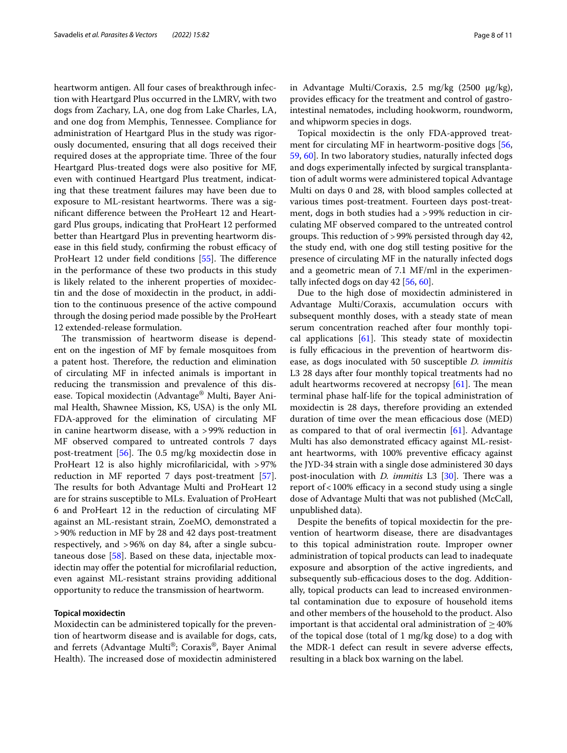heartworm antigen. All four cases of breakthrough infection with Heartgard Plus occurred in the LMRV, with two dogs from Zachary, LA, one dog from Lake Charles, LA, and one dog from Memphis, Tennessee. Compliance for administration of Heartgard Plus in the study was rigorously documented, ensuring that all dogs received their required doses at the appropriate time. Three of the four Heartgard Plus-treated dogs were also positive for MF, even with continued Heartgard Plus treatment, indicating that these treatment failures may have been due to exposure to ML-resistant heartworms. There was a significant difference between the ProHeart 12 and Heartgard Plus groups, indicating that ProHeart 12 performed better than Heartgard Plus in preventing heartworm disease in this field study, confirming the robust efficacy of ProHeart 12 under field conditions [55]. The difference in the performance of these two products in this study is likely related to the inherent properties of moxidectin and the dose of moxidectin in the product, in addition to the continuous presence of the active compound through the dosing period made possible by the ProHeart 12 extended-release formulation.

The transmission of heartworm disease is dependent on the ingestion of MF by female mosquitoes from a patent host. Therefore, the reduction and elimination of circulating MF in infected animals is important in reducing the transmission and prevalence of this disease. Topical moxidectin (Advantage® Multi, Bayer Animal Health, Shawnee Mission, KS, USA) is the only ML FDA-approved for the elimination of circulating MF in canine heartworm disease, with a > 99% reduction in MF observed compared to untreated controls 7 days post-treatment [56]. The 0.5 mg/kg moxidectin dose in ProHeart 12 is also highly microfilaricidal, with > 97% reduction in MF reported 7 days post-treatment [57]. The results for both Advantage Multi and ProHeart 12 are for strains susceptible to MLs. Evaluation of ProHeart 6 and ProHeart 12 in the reduction of circulating MF against an ML-resistant strain, ZoeMO, demonstrated a > 90% reduction in MF by 28 and 42 days post-treatment respectively, and > 96% on day 84, after a single subcutaneous dose [58]. Based on these data, injectable moxidectin may offer the potential for microfilarial reduction, even against ML-resistant strains providing additional opportunity to reduce the transmission of heartworm.

### Topical moxidectin

Moxidectin can be administered topically for the prevention of heartworm disease and is available for dogs, cats, and ferrets (Advantage Multi®; Coraxis®, Bayer Animal Health). The increased dose of moxidectin administered in Advantage Multi/Coraxis, 2.5 mg/kg (2500 µg/kg), provides efficacy for the treatment and control of gastrointestinal nematodes, including hookworm, roundworm, and whipworm species in dogs.

Topical moxidectin is the only FDA-approved treatment for circulating MF in heartworm-positive dogs [56, 59, 60]. In two laboratory studies, naturally infected dogs and dogs experimentally infected by surgical transplantation of adult worms were administered topical Advantage Multi on days 0 and 28, with blood samples collected at various times post-treatment. Fourteen days post-treatment, dogs in both studies had a > 99% reduction in circulating MF observed compared to the untreated control groups. This reduction of > 99% persisted through day 42, the study end, with one dog still testing positive for the presence of circulating MF in the naturally infected dogs and a geometric mean of 7.1 MF/ml in the experimentally infected dogs on day 42 [56, 60].

Due to the high dose of moxidectin administered in Advantage Multi/Coraxis, accumulation occurs with subsequent monthly doses, with a steady state of mean serum concentration reached after four monthly topical applications [61]. This steady state of moxidectin is fully efficacious in the prevention of heartworm disease, as dogs inoculated with 50 susceptible *D. immitis* L3 28 days after four monthly topical treatments had no adult heartworms recovered at necropsy [61]. The mean terminal phase half-life for the topical administration of moxidectin is 28 days, therefore providing an extended duration of time over the mean efficacious dose (MED) as compared to that of oral ivermectin [61]. Advantage Multi has also demonstrated efficacy against ML-resistant heartworms, with 100% preventive efficacy against the JYD-34 strain with a single dose administered 30 days post-inoculation with *D. immitis* L3 [30]. There was a report of < 100% efficacy in a second study using a single dose of Advantage Multi that was not published (McCall, unpublished data).

Despite the benefits of topical moxidectin for the prevention of heartworm disease, there are disadvantages to this topical administration route. Improper owner administration of topical products can lead to inadequate exposure and absorption of the active ingredients, and subsequently sub-efficacious doses to the dog. Additionally, topical products can lead to increased environmental contamination due to exposure of household items and other members of the household to the product. Also important is that accidental oral administration of ≥ 40% of the topical dose (total of 1 mg/kg dose) to a dog with the MDR-1 defect can result in severe adverse effects, resulting in a black box warning on the label.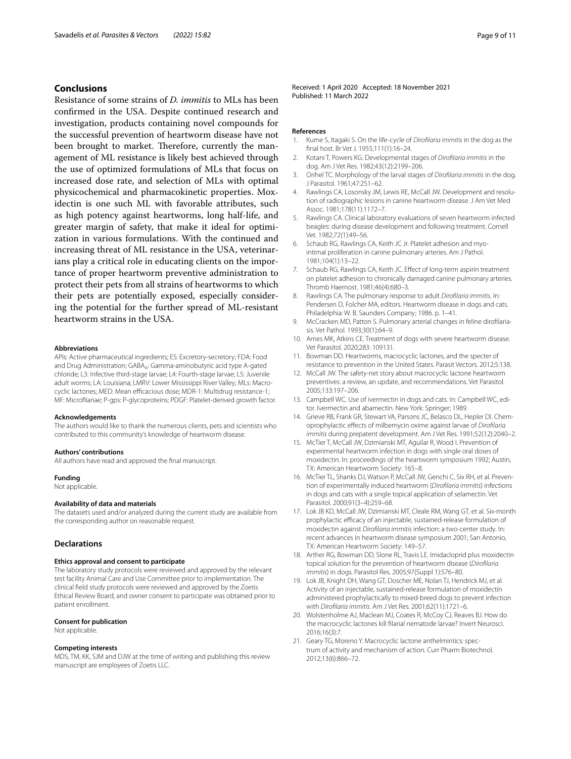## Conclusions

Resistance of some strains of *D. immitis* to MLs has been confirmed in the USA. Despite continued research and investigation, products containing novel compounds for the successful prevention of heartworm disease have not been brought to market. Therefore, currently the management of ML resistance is likely best achieved through the use of optimized formulations of MLs that focus on increased dose rate, and selection of MLs with optimal physicochemical and pharmacokinetic properties. Moxidectin is one such ML with favorable attributes, such as high potency against heartworms, long half-life, and greater margin of safety, that make it ideal for optimization in various formulations. With the continued and increasing threat of ML resistance in the USA, veterinarians play a critical role in educating clients on the importance of proper heartworm preventive administration to protect their pets from all strains of heartworms to which their pets are potentially exposed, especially considering the potential for the further spread of ML-resistant heartworm strains in the USA.

#### Abbreviations

APIs: Active pharmaceutical ingredients; ES: Excretory-secretory; FDA: Food and Drug Administration; $GABA_A$: Gamma-aminobutyric acid type A-gated chloride; L3: Infective third-stage larvae; L4: Fourth-stage larvae; L5: Juvenile adult worms; LA: Louisiana; LMRV: Lower Mississippi River Valley; MLs: Macrocyclic lactones; MED: Mean efficacious dose; MDR-1: Multidrug resistance-1; MF: Microfilariae; P-gps: P-glycoproteins; PDGF: Platelet-derived growth factor.

#### Acknowledgements

The authors would like to thank the numerous clients, pets and scientists who contributed to this community's knowledge of heartworm disease.

#### Authors' contributions

All authors have read and approved the final manuscript.

#### Funding

Not applicable.

#### Availability of data and materials

The datasets used and/or analyzed during the current study are available from the corresponding author on reasonable request.

### Declarations

#### Ethics approval and consent to participate

The laboratory study protocols were reviewed and approved by the relevant test facility Animal Care and Use Committee prior to implementation. The clinical field study protocols were reviewed and approved by the Zoetis Ethical Review Board, and owner consent to participate was obtained prior to patient enrollment.

#### Consent for publication

Not applicable.

#### Competing interests

MDS, TM, KK, SJM and DJW at the time of writing and publishing this review manuscript are employees of Zoetis LLC.

Received: 1 April 2020 Accepted: 18 November 2021
Published: 11 March 2022

#### References

1. Kume S, Itagaki S. On the life-cycle of *Dirofilaria immitis* in the dog as the final host. Br Vet J. 1955;111(1):16–24.
2. Kotani T, Powers KG. Developmental stages of *Dirofilaria immitis* in the dog. Am J Vet Res. 1982;43(12):2199–206.
3. Orihel TC. Morphology of the larval stages of *Dirofilaria immitis* in the dog. J Parasitol. 1961;47:251–62.
4. Rawlings CA, Losonsky JM, Lewis RE, McCall JW. Development and resolution of radiographic lesions in canine heartworm disease. J Am Vet Med Assoc. 1981;178(11):1172–7.
5. Rawlings CA. Clinical laboratory evaluations of seven heartworm infected beagles: during disease development and following treatment. Cornell Vet. 1982;72(1):49–56.
6. Schaub RG, Rawlings CA, Keith JC Jr. Platelet adhesion and myointimal proliferation in canine pulmonary arteries. Am J Pathol. 1981;104(1):13–22.
7. Schaub RG, Rawlings CA, Keith JC. Effect of long-term aspirin treatment on platelet adhesion to chronically damaged canine pulmonary arteries. Thromb Haemost. 1981;46(4):680–3.
8. Rawlings CA. The pulmonary response to adult *Dirofilaria immitis*. In: Pendersen D, Folcher MA, editors. Heartworm disease in dogs and cats. Philadelphia: W. B. Saunders Company; 1986. p. 1–41.
9. McCracken MD, Patton S. Pulmonary arterial changes in feline dirofilariasis. Vet Pathol. 1993;30(1):64–9.
10. Ames MK, Atkins CE. Treatment of dogs with severe heartworm disease. Vet Parasitol. 2020;283: 109131.
11. Bowman DD. Heartworms, macrocyclic lactones, and the specter of resistance to prevention in the United States. Parasit Vectors. 2012;5:138.
12. McCall JW. The safety-net story about macrocyclic lactone heartworm preventives: a review, an update, and recommendations. Vet Parasitol. 2005;133:197–206.
13. Campbell WC. Use of ivermectin in dogs and cats. In: Campbell WC, editor. Ivermectin and abamectin. New York: Springer; 1989.
14. Grieve RB, Frank GR, Stewart VA, Parsons JC, Belasco DL, Hepler DI. Chemoprophylactic effects of milbemycin oxime against larvae of *Dirofilaria immitis* during prepatent development. Am J Vet Res. 1991;52(12):2040–2.
15. McTier T, McCall JW, Dzimianski MT, Aguilar R, Wood I. Prevention of experimental heartworm infection in dogs with single oral doses of moxidectin. In: proceedings of the heartworm symposium 1992; Austin, TX: American Heartworm Society: 165–8.
16. McTier TL, Shanks DJ, Watson P, McCall JW, Genchi C, Six RH, et al. Prevention of experimentally induced heartworm (*Dirofilaria immitis*) infections in dogs and cats with a single topical application of selamectin. Vet Parasitol. 2000;91(3–4):259–68.
17. Lok JB KD, McCall JW, Dzimianski MT, Cleale RM, Wang GT, et al. Six-month prophylactic efficacy of an injectable, sustained-release formulation of moxidectin against *Dirofilaria immitis* infection: a two-center study. In: recent advances in heartworm disease symposium 2001; San Antonio, TX: American Heartworm Society: 149–57.
18. Arther RG, Bowman DD, Slone RL, Travis LE. Imidacloprid plus moxidectin topical solution for the prevention of heartworm disease (*Dirofilaria immitis*) in dogs. Parasitol Res. 2005;97(Suppl 1):S76–80.
19. Lok JB, Knight DH, Wang GT, Doscher ME, Nolan TJ, Hendrick MJ, et al. Activity of an injectable, sustained-release formulation of moxidectin administered prophylactically to mixed-breed dogs to prevent infection with *Dirofilaria immitis*. Am J Vet Res. 2001;62(11):1721–6.
20. Wolstenholme AJ, Maclean MJ, Coates R, McCoy CJ, Reaves BJ. How do the macrocyclic lactones kill filarial nematode larvae? Invert Neurosci. 2016;16(3):7.
21. Geary TG, Moreno Y. Macrocyclic lactone anthelmintics: spectrum of activity and mechanism of action. Curr Pharm Biotechnol. 2012;13(6):866–72.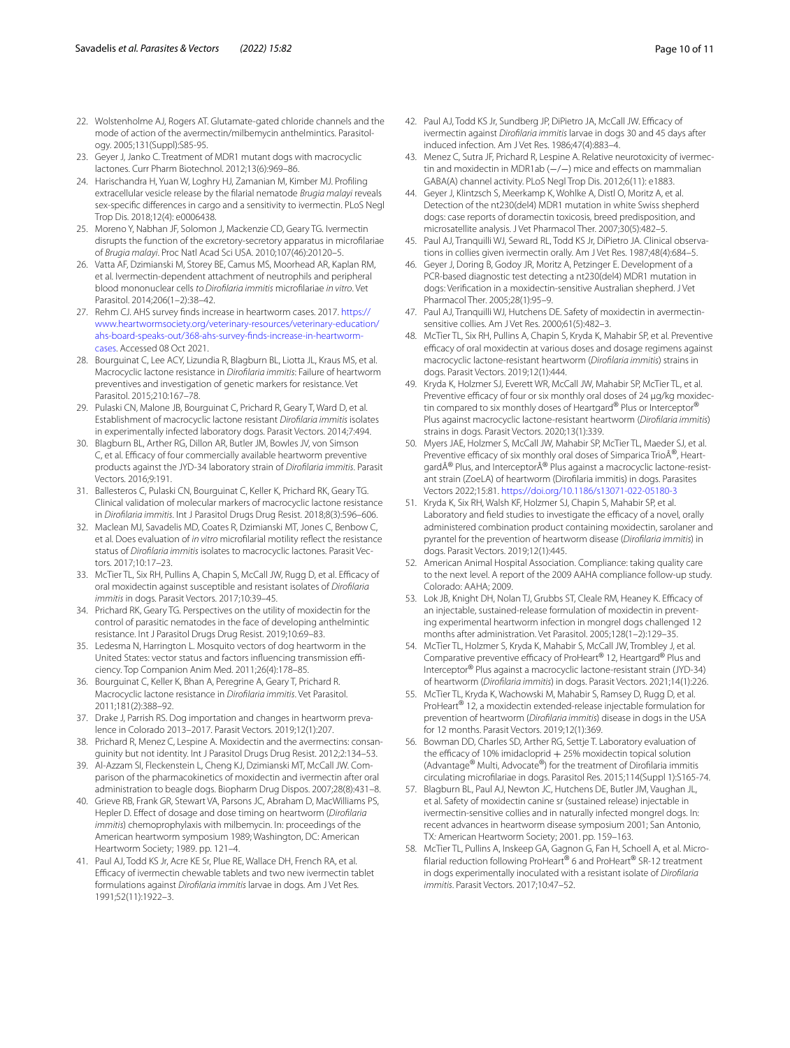22. Wolstenholme AJ, Rogers AT. Glutamate-gated chloride channels and the mode of action of the avermectin/milbemycin anthelmintics. Parasitology. 2005;131(Suppl):S85-95.
23. Geyer J, Janko C. Treatment of MDR1 mutant dogs with macrocyclic lactones. Curr Pharm Biotechnol. 2012;13(6):969–86.
24. Harischandra H, Yuan W, Loghry HJ, Zamanian M, Kimber MJ. Profiling extracellular vesicle release by the filarial nematode *Brugia malayi* reveals sex-specific differences in cargo and a sensitivity to ivermectin. PLoS Negl Trop Dis. 2018;12(4): e0006438.
25. Moreno Y, Nabhan JF, Solomon J, Mackenzie CD, Geary TG. Ivermectin disrupts the function of the excretory-secretory apparatus in microfilariae of *Brugia malayi*. Proc Natl Acad Sci USA. 2010;107(46):20120–5.
26. Vatta AF, Dzimianski M, Storey BE, Camus MS, Moorhead AR, Kaplan RM, et al. Ivermectin-dependent attachment of neutrophils and peripheral blood mononuclear cells *to Dirofilaria immitis* microfilariae *in vitro*. Vet Parasitol. 2014;206(1–2):38–42.
27. Rehm CJ. AHS survey finds increase in heartworm cases. 2017. https://www.heartwormsociety.org/veterinary-resources/veterinary-education/ahs-board-speaks-out/368-ahs-survey-finds-increase-in-heartworm-cases. Accessed 08 Oct 2021.
28. Bourguinat C, Lee ACY, Lizundia R, Blagburn BL, Liotta JL, Kraus MS, et al. Macrocyclic lactone resistance in *Dirofilaria immitis*: Failure of heartworm preventives and investigation of genetic markers for resistance. Vet Parasitol. 2015;210:167–78.
29. Pulaski CN, Malone JB, Bourguinat C, Prichard R, Geary T, Ward D, et al. Establishment of macrocyclic lactone resistant *Dirofilaria immitis* isolates in experimentally infected laboratory dogs. Parasit Vectors. 2014;7:494.
30. Blagburn BL, Arther RG, Dillon AR, Butler JM, Bowles JV, von Simson C, et al. Efficacy of four commercially available heartworm preventive products against the JYD-34 laboratory strain of *Dirofilaria immitis*. Parasit Vectors. 2016;9:191.
31. Ballesteros C, Pulaski CN, Bourguinat C, Keller K, Prichard RK, Geary TG. Clinical validation of molecular markers of macrocyclic lactone resistance in *Dirofilaria immitis*. Int J Parasitol Drugs Drug Resist. 2018;8(3):596–606.
32. Maclean MJ, Savadelis MD, Coates R, Dzimianski MT, Jones C, Benbow C, et al. Does evaluation of *in vitro* microfilarial motility reflect the resistance status of *Dirofilaria immitis* isolates to macrocyclic lactones. Parasit Vectors. 2017;10:17–23.
33. McTier TL, Six RH, Pullins A, Chapin S, McCall JW, Rugg D, et al. Efficacy of oral moxidectin against susceptible and resistant isolates of *Dirofilaria immitis* in dogs. Parasit Vectors. 2017;10:39–45.
34. Prichard RK, Geary TG. Perspectives on the utility of moxidectin for the control of parasitic nematodes in the face of developing anthelmintic resistance. Int J Parasitol Drugs Drug Resist. 2019;10:69–83.
35. Ledesma N, Harrington L. Mosquito vectors of dog heartworm in the United States: vector status and factors influencing transmission efficiency. Top Companion Anim Med. 2011;26(4):178–85.
36. Bourguinat C, Keller K, Bhan A, Peregrine A, Geary T, Prichard R. Macrocyclic lactone resistance in *Dirofilaria immitis*. Vet Parasitol. 2011;181(2):388–92.
37. Drake J, Parrish RS. Dog importation and changes in heartworm prevalence in Colorado 2013–2017. Parasit Vectors. 2019;12(1):207.
38. Prichard R, Menez C, Lespine A. Moxidectin and the avermectins: consanguinity but not identity. Int J Parasitol Drugs Drug Resist. 2012;2:134–53.
39. Al-Azzam SI, Fleckenstein L, Cheng KJ, Dzimianski MT, McCall JW. Comparison of the pharmacokinetics of moxidectin and ivermectin after oral administration to beagle dogs. Biopharm Drug Dispos. 2007;28(8):431–8.
40. Grieve RB, Frank GR, Stewart VA, Parsons JC, Abraham D, MacWilliams PS, Hepler D. Effect of dosage and dose timing on heartworm (*Dirofilaria immitis*) chemoprophylaxis with milbemycin. In: proceedings of the American heartworm symposium 1989; Washington, DC: American Heartworm Society; 1989. pp. 121–4.
41. Paul AJ, Todd KS Jr, Acre KE Sr, Plue RE, Wallace DH, French RA, et al. Efficacy of ivermectin chewable tablets and two new ivermectin tablet formulations against *Dirofilaria immitis* larvae in dogs. Am J Vet Res. 1991;52(11):1922–3.
42. Paul AJ, Todd KS Jr, Sundberg JP, DiPietro JA, McCall JW. Efficacy of ivermectin against *Dirofilaria immitis* larvae in dogs 30 and 45 days after induced infection. Am J Vet Res. 1986;47(4):883–4.
43. Menez C, Sutra JF, Prichard R, Lespine A. Relative neurotoxicity of ivermectin and moxidectin in MDR1ab (−/−) mice and effects on mammalian GABA(A) channel activity. PLoS Negl Trop Dis. 2012;6(11): e1883.
44. Geyer J, Klintzsch S, Meerkamp K, Wohlke A, Distl O, Moritz A, et al. Detection of the nt230(del4) MDR1 mutation in white Swiss shepherd dogs: case reports of doramectin toxicosis, breed predisposition, and microsatellite analysis. J Vet Pharmacol Ther. 2007;30(5):482–5.
45. Paul AJ, Tranquilli WJ, Seward RL, Todd KS Jr, DiPietro JA. Clinical observations in collies given ivermectin orally. Am J Vet Res. 1987;48(4):684–5.
46. Geyer J, Doring B, Godoy JR, Moritz A, Petzinger E. Development of a PCR-based diagnostic test detecting a nt230(del4) MDR1 mutation in dogs: Verification in a moxidectin-sensitive Australian shepherd. J Vet Pharmacol Ther. 2005;28(1):95–9.
47. Paul AJ, Tranquilli WJ, Hutchens DE. Safety of moxidectin in avermectin-sensitive collies. Am J Vet Res. 2000;61(5):482–3.
48. McTier TL, Six RH, Pullins A, Chapin S, Kryda K, Mahabir SP, et al. Preventive efficacy of oral moxidectin at various doses and dosage regimens against macrocyclic lactone-resistant heartworm (*Dirofilaria immitis*) strains in dogs. Parasit Vectors. 2019;12(1):444.
49. Kryda K, Holzmer SJ, Everett WR, McCall JW, Mahabir SP, McTier TL, et al. Preventive efficacy of four or six monthly oral doses of 24 µg/kg moxidectin compared to six monthly doses of Heartgard® Plus or Interceptor® Plus against macrocyclic lactone-resistant heartworm (*Dirofilaria immitis*) strains in dogs. Parasit Vectors. 2020;13(1):339.
50. Myers JAE, Holzmer S, McCall JW, Mahabir SP, McTier TL, Maeder SJ, et al. Preventive efficacy of six monthly oral doses of Simparica TrioÂ®, HeartgardÂ® Plus, and InterceptorÂ® Plus against a macrocyclic lactone-resistant strain (ZoeLA) of heartworm (Dirofilaria immitis) in dogs. Parasites Vectors 2022;15:81. https://doi.org/10.1186/s13071-022-05180-3
51. Kryda K, Six RH, Walsh KF, Holzmer SJ, Chapin S, Mahabir SP, et al. Laboratory and field studies to investigate the efficacy of a novel, orally administered combination product containing moxidectin, sarolaner and pyrantel for the prevention of heartworm disease (*Dirofilaria immitis*) in dogs. Parasit Vectors. 2019;12(1):445.
52. American Animal Hospital Association. Compliance: taking quality care to the next level. A report of the 2009 AAHA compliance follow-up study. Colorado: AAHA; 2009.
53. Lok JB, Knight DH, Nolan TJ, Grubbs ST, Cleale RM, Heaney K. Efficacy of an injectable, sustained-release formulation of moxidectin in preventing experimental heartworm infection in mongrel dogs challenged 12 months after administration. Vet Parasitol. 2005;128(1–2):129–35.
54. McTier TL, Holzmer S, Kryda K, Mahabir S, McCall JW, Trombley J, et al. Comparative preventive efficacy of ProHeart® 12, Heartgard® Plus and Interceptor® Plus against a macrocyclic lactone-resistant strain (JYD-34) of heartworm (*Dirofilaria immitis*) in dogs. Parasit Vectors. 2021;14(1):226.
55. McTier TL, Kryda K, Wachowski M, Mahabir S, Ramsey D, Rugg D, et al. ProHeart® 12, a moxidectin extended-release injectable formulation for prevention of heartworm (*Dirofilaria immitis*) disease in dogs in the USA for 12 months. Parasit Vectors. 2019;12(1):369.
56. Bowman DD, Charles SD, Arther RG, Settje T. Laboratory evaluation of the efficacy of 10% imidacloprid + 25% moxidectin topical solution (Advantage® Multi, Advocate®) for the treatment of Dirofilaria immitis circulating microfilariae in dogs. Parasitol Res. 2015;114(Suppl 1):S165-74.
57. Blagburn BL, Paul AJ, Newton JC, Hutchens DE, Butler JM, Vaughan JL, et al. Safety of moxidectin canine sr (sustained release) injectable in ivermectin-sensitive collies and in naturally infected mongrel dogs. In: recent advances in heartworm disease symposium 2001; San Antonio, TX: American Heartworm Society; 2001. pp. 159–163.
58. McTier TL, Pullins A, Inskeep GA, Gagnon G, Fan H, Schoell A, et al. Microfilarial reduction following ProHeart® 6 and ProHeart® SR-12 treatment in dogs experimentally inoculated with a resistant isolate of *Dirofilaria immitis*. Parasit Vectors. 2017;10:47–52.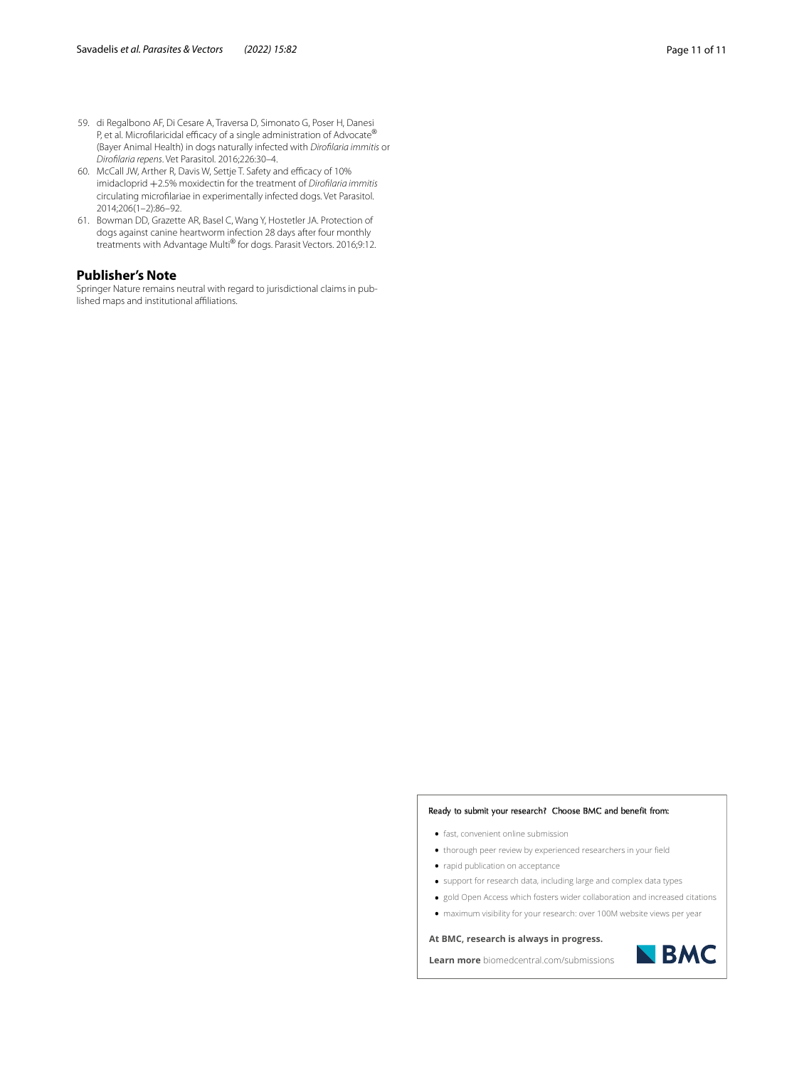59. di Regalbono AF, Di Cesare A, Traversa D, Simonato G, Poser H, Danesi P, et al. Microfilaricidal efficacy of a single administration of Advocate® (Bayer Animal Health) in dogs naturally infected with *Dirofilaria immitis* or *Dirofilaria repens*. Vet Parasitol. 2016;226:30–4.
60. McCall JW, Arther R, Davis W, Settje T. Safety and efficacy of 10% imidacloprid +2.5% moxidectin for the treatment of *Dirofilaria immitis* circulating microfilariae in experimentally infected dogs. Vet Parasitol. 2014;206(1–2):86–92.
61. Bowman DD, Grazette AR, Basel C, Wang Y, Hostetler JA. Protection of dogs against canine heartworm infection 28 days after four monthly treatments with Advantage Multi® for dogs. Parasit Vectors. 2016;9:12.

## Publisher's Note

Springer Nature remains neutral with regard to jurisdictional claims in published maps and institutional affiliations.

Ready to submit your research? Choose BMC and benefit from:

- fast, convenient online submission
- thorough peer review by experienced researchers in your field
- rapid publication on acceptance
- support for research data, including large and complex data types
- gold Open Access which fosters wider collaboration and increased citations
- maximum visibility for your research: over 100M website views per year

**At BMC, research is always in progress.**

**Learn more** biomedcentral.com/submissions

BMC